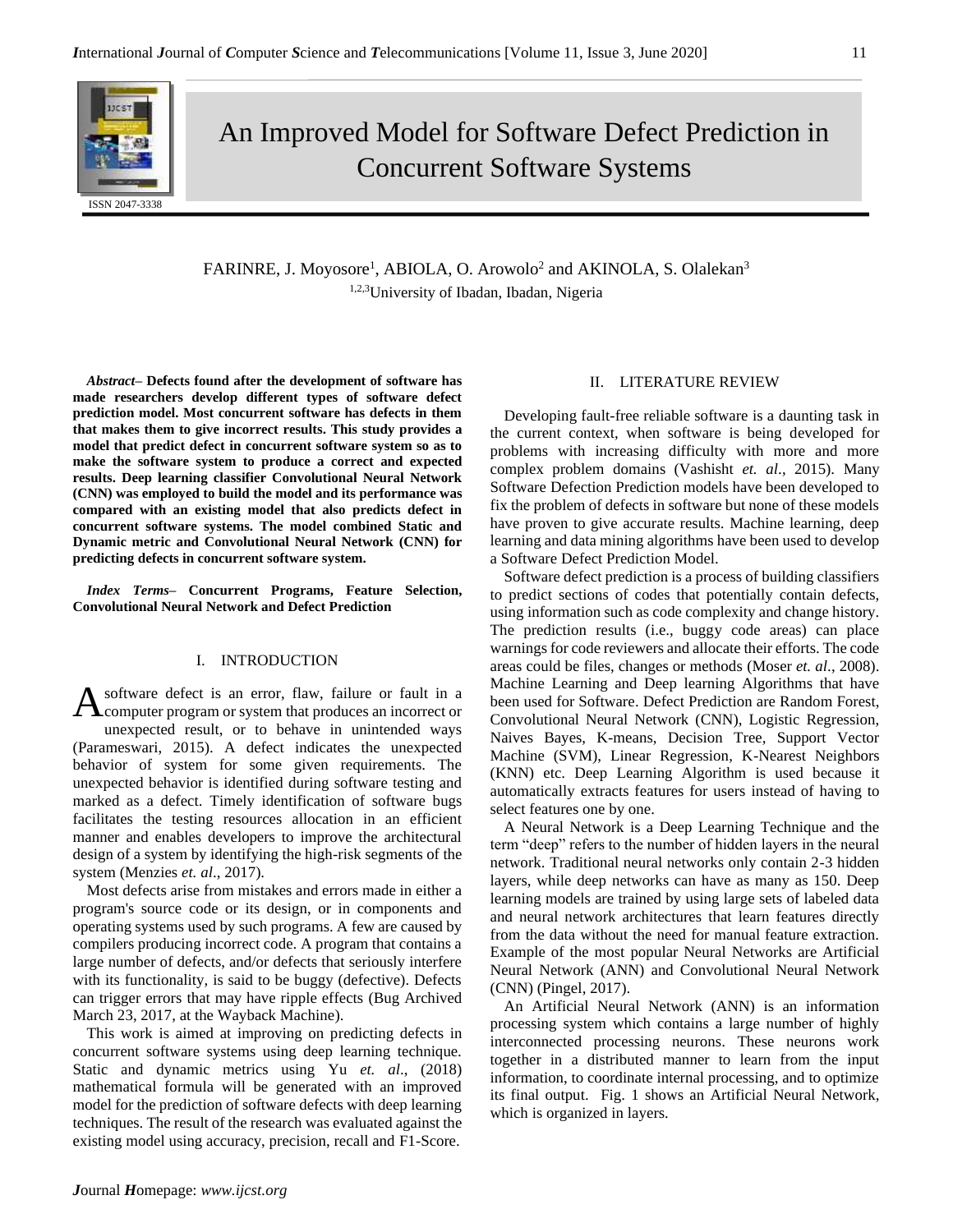# An Improved Model for Software Defect Prediction in Concurrent Software Systems

FARINRE, J. Moyosore[1], ABIOLA, O. Arowolo[2] and AKINOLA, S. Olalekan[3]

[1,2,3]University of Ibadan, Ibadan, Nigeria

***Abstract*– Defects found after the development of software has made researchers develop different types of software defect prediction model. Most concurrent software has defects in them that makes them to give incorrect results. This study provides a model that predict defect in concurrent software system so as to make the software system to produce a correct and expected results. Deep learning classifier Convolutional Neural Network (CNN) was employed to build the model and its performance was compared with an existing model that also predicts defect in concurrent software systems. The model combined Static and Dynamic metric and Convolutional Neural Network (CNN) for predicting defects in concurrent software system.**

***Index Terms*– Concurrent Programs, Feature Selection, Convolutional Neural Network and Defect Prediction**

## I. INTRODUCTION

A software defect is an error, flaw, failure or fault in a computer program or system that produces an incorrect or unexpected result, or to behave in unintended ways (Parameswari, 2015). A defect indicates the unexpected behavior of system for some given requirements. The unexpected behavior is identified during software testing and marked as a defect. Timely identification of software bugs facilitates the testing resources allocation in an efficient manner and enables developers to improve the architectural design of a system by identifying the high-risk segments of the system (Menzies *et. al*., 2017).

Most defects arise from mistakes and errors made in either a program's source code or its design, or in components and operating systems used by such programs. A few are caused by compilers producing incorrect code. A program that contains a large number of defects, and/or defects that seriously interfere with its functionality, is said to be buggy (defective). Defects can trigger errors that may have ripple effects (Bug Archived March 23, 2017, at the Wayback Machine).

This work is aimed at improving on predicting defects in concurrent software systems using deep learning technique. Static and dynamic metrics using Yu *et. al*., (2018) mathematical formula will be generated with an improved model for the prediction of software defects with deep learning techniques. The result of the research was evaluated against the existing model using accuracy, precision, recall and F1-Score.

## II. LITERATURE REVIEW

Developing fault-free reliable software is a daunting task in the current context, when software is being developed for problems with increasing difficulty with more and more complex problem domains (Vashisht *et. al*., 2015). Many Software Defection Prediction models have been developed to fix the problem of defects in software but none of these models have proven to give accurate results. Machine learning, deep learning and data mining algorithms have been used to develop a Software Defect Prediction Model.

Software defect prediction is a process of building classifiers to predict sections of codes that potentially contain defects, using information such as code complexity and change history. The prediction results (i.e., buggy code areas) can place warnings for code reviewers and allocate their efforts. The code areas could be files, changes or methods (Moser *et. al*., 2008). Machine Learning and Deep learning Algorithms that have been used for Software. Defect Prediction are Random Forest, Convolutional Neural Network (CNN), Logistic Regression, Naives Bayes, K-means, Decision Tree, Support Vector Machine (SVM), Linear Regression, K-Nearest Neighbors (KNN) etc. Deep Learning Algorithm is used because it automatically extracts features for users instead of having to select features one by one.

A Neural Network is a Deep Learning Technique and the term "deep" refers to the number of hidden layers in the neural network. Traditional neural networks only contain 2-3 hidden layers, while deep networks can have as many as 150. Deep learning models are trained by using large sets of labeled data and neural network architectures that learn features directly from the data without the need for manual feature extraction. Example of the most popular Neural Networks are Artificial Neural Network (ANN) and Convolutional Neural Network (CNN) (Pingel, 2017).

An Artificial Neural Network (ANN) is an information processing system which contains a large number of highly interconnected processing neurons. These neurons work together in a distributed manner to learn from the input information, to coordinate internal processing, and to optimize its final output. Fig. 1 shows an Artificial Neural Network, which is organized in layers.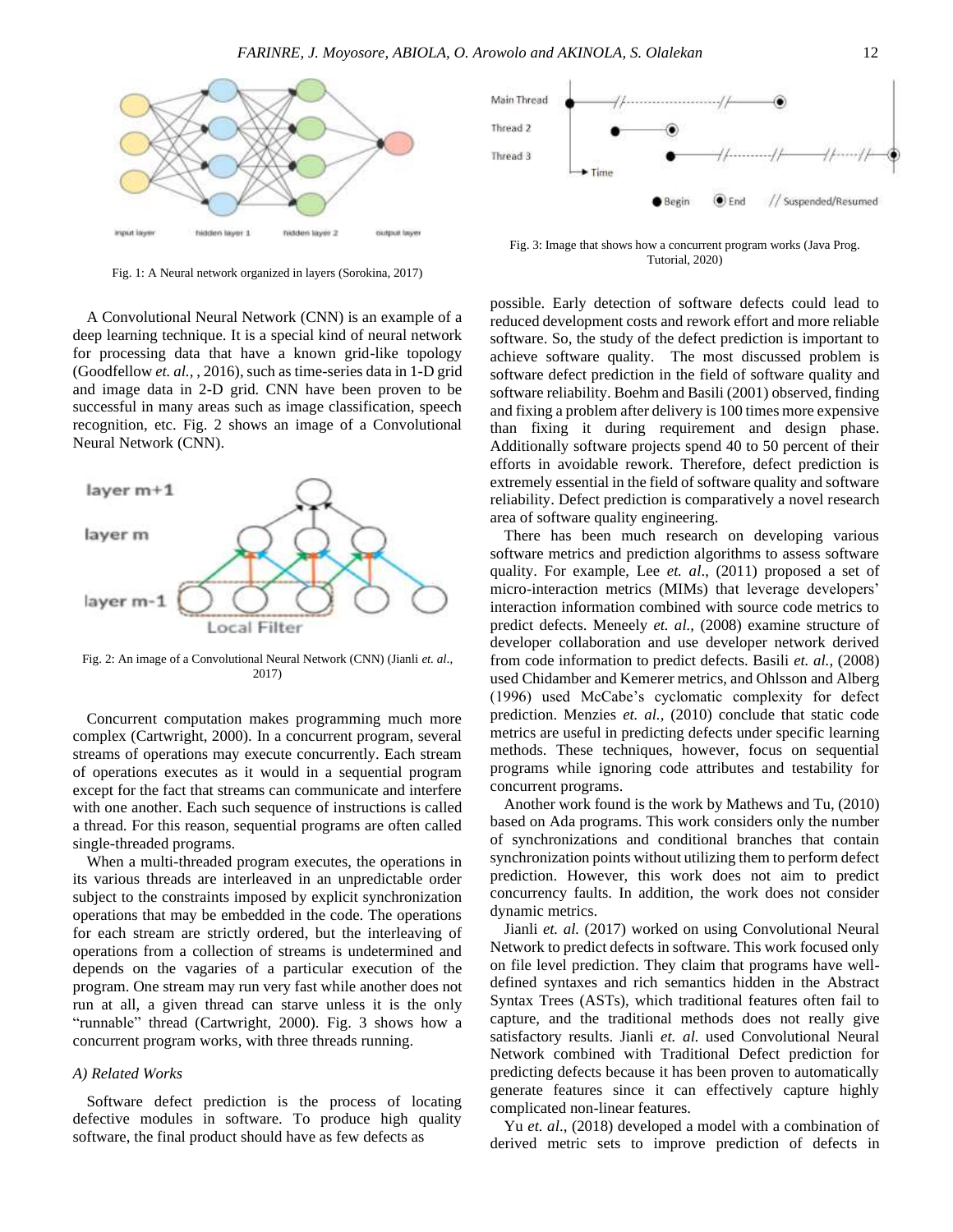Fig. 1: A Neural network organized in layers (Sorokina, 2017)

A Convolutional Neural Network (CNN) is an example of a deep learning technique. It is a special kind of neural network for processing data that have a known grid-like topology (Goodfellow *et. al.*, , 2016), such as time-series data in 1-D grid and image data in 2-D grid. CNN have been proven to be successful in many areas such as image classification, speech recognition, etc. Fig. 2 shows an image of a Convolutional Neural Network (CNN).

Fig. 2: An image of a Convolutional Neural Network (CNN) (Jianli *et. al*., 2017)

Concurrent computation makes programming much more complex (Cartwright, 2000). In a concurrent program, several streams of operations may execute concurrently. Each stream of operations executes as it would in a sequential program except for the fact that streams can communicate and interfere with one another. Each such sequence of instructions is called a thread. For this reason, sequential programs are often called single-threaded programs.

When a multi-threaded program executes, the operations in its various threads are interleaved in an unpredictable order subject to the constraints imposed by explicit synchronization operations that may be embedded in the code. The operations for each stream are strictly ordered, but the interleaving of operations from a collection of streams is undetermined and depends on the vagaries of a particular execution of the program. One stream may run very fast while another does not run at all, a given thread can starve unless it is the only "runnable" thread (Cartwright, 2000). Fig. 3 shows how a concurrent program works, with three threads running.

Fig. 3: Image that shows how a concurrent program works (Java Prog. Tutorial, 2020)

### *A) Related Works*

Software defect prediction is the process of locating defective modules in software. To produce high quality software, the final product should have as few defects as possible. Early detection of software defects could lead to reduced development costs and rework effort and more reliable software. So, the study of the defect prediction is important to achieve software quality. The most discussed problem is software defect prediction in the field of software quality and software reliability. Boehm and Basili (2001) observed, finding and fixing a problem after delivery is 100 times more expensive than fixing it during requirement and design phase. Additionally software projects spend 40 to 50 percent of their efforts in avoidable rework. Therefore, defect prediction is extremely essential in the field of software quality and software reliability. Defect prediction is comparatively a novel research area of software quality engineering.

There has been much research on developing various software metrics and prediction algorithms to assess software quality. For example, Lee *et. al*., (2011) proposed a set of micro-interaction metrics (MIMs) that leverage developers' interaction information combined with source code metrics to predict defects. Meneely *et. al.,* (2008) examine structure of developer collaboration and use developer network derived from code information to predict defects. Basili *et. al.,* (2008) used Chidamber and Kemerer metrics, and Ohlsson and Alberg (1996) used McCabe's cyclomatic complexity for defect prediction. Menzies *et. al.,* (2010) conclude that static code metrics are useful in predicting defects under specific learning methods. These techniques, however, focus on sequential programs while ignoring code attributes and testability for concurrent programs.

Another work found is the work by Mathews and Tu, (2010) based on Ada programs. This work considers only the number of synchronizations and conditional branches that contain synchronization points without utilizing them to perform defect prediction. However, this work does not aim to predict concurrency faults. In addition, the work does not consider dynamic metrics.

Jianli *et. al.* (2017) worked on using Convolutional Neural Network to predict defects in software. This work focused only on file level prediction. They claim that programs have well-defined syntaxes and rich semantics hidden in the Abstract Syntax Trees (ASTs), which traditional features often fail to capture, and the traditional methods does not really give satisfactory results. Jianli *et. al.* used Convolutional Neural Network combined with Traditional Defect prediction for predicting defects because it has been proven to automatically generate features since it can effectively capture highly complicated non-linear features.

Yu *et. al*., (2018) developed a model with a combination of derived metric sets to improve prediction of defects in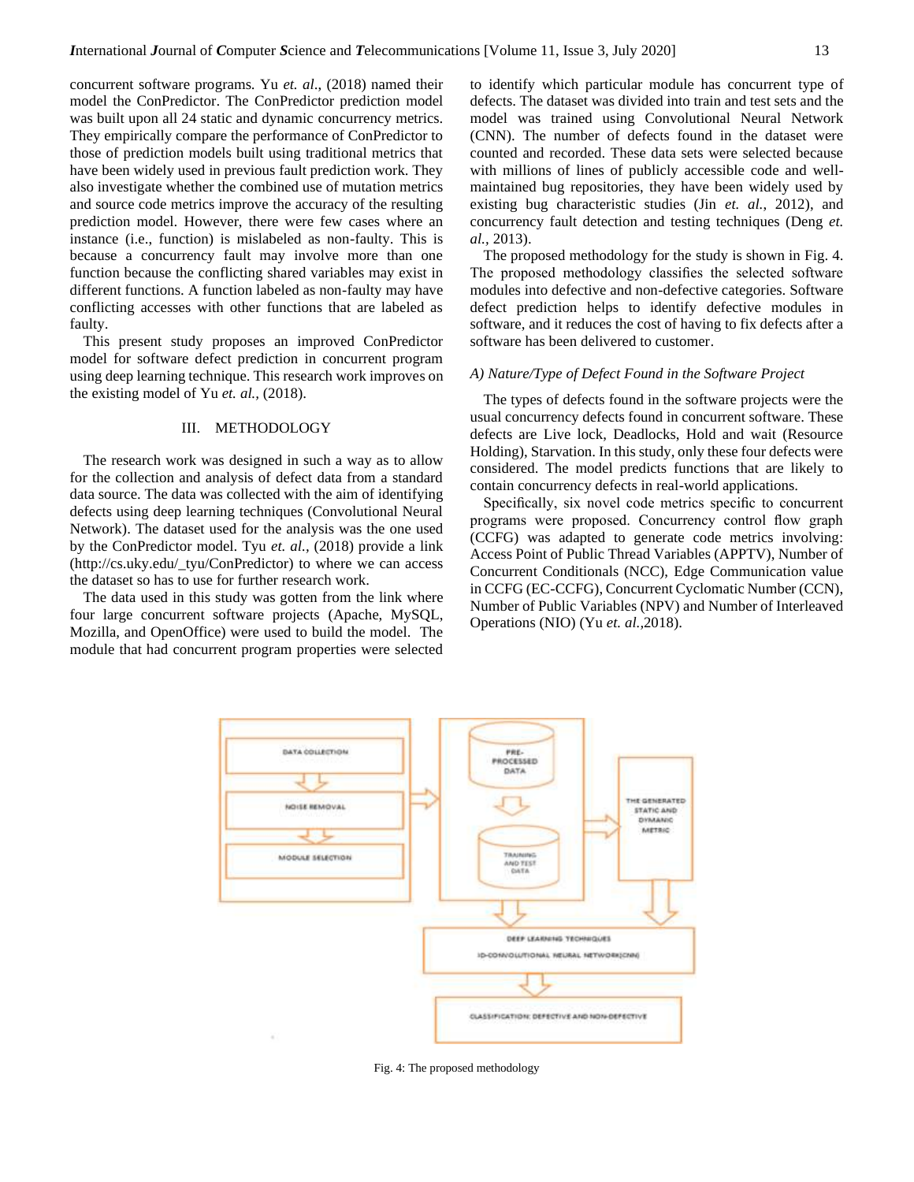concurrent software programs. Yu *et. al.*, (2018) named their model the ConPredictor. The ConPredictor prediction model was built upon all 24 static and dynamic concurrency metrics. They empirically compare the performance of ConPredictor to those of prediction models built using traditional metrics that have been widely used in previous fault prediction work. They also investigate whether the combined use of mutation metrics and source code metrics improve the accuracy of the resulting prediction model. However, there were few cases where an instance (i.e., function) is mislabeled as non-faulty. This is because a concurrency fault may involve more than one function because the conflicting shared variables may exist in different functions. A function labeled as non-faulty may have conflicting accesses with other functions that are labeled as faulty.

This present study proposes an improved ConPredictor model for software defect prediction in concurrent program using deep learning technique. This research work improves on the existing model of Yu *et. al.,* (2018).

## III. METHODOLOGY

The research work was designed in such a way as to allow for the collection and analysis of defect data from a standard data source. The data was collected with the aim of identifying defects using deep learning techniques (Convolutional Neural Network). The dataset used for the analysis was the one used by the ConPredictor model. Tyu *et. al.,* (2018) provide a link (http://cs.uky.edu/_tyu/ConPredictor) to where we can access the dataset so has to use for further research work.

The data used in this study was gotten from the link where four large concurrent software projects (Apache, MySQL, Mozilla, and OpenOffice) were used to build the model. The module that had concurrent program properties were selected to identify which particular module has concurrent type of defects. The dataset was divided into train and test sets and the model was trained using Convolutional Neural Network (CNN). The number of defects found in the dataset were counted and recorded. These data sets were selected because with millions of lines of publicly accessible code and well-maintained bug repositories, they have been widely used by existing bug characteristic studies (Jin *et. al.,* 2012), and concurrency fault detection and testing techniques (Deng *et. al.,* 2013).

The proposed methodology for the study is shown in Fig. 4. The proposed methodology classifies the selected software modules into defective and non-defective categories. Software defect prediction helps to identify defective modules in software, and it reduces the cost of having to fix defects after a software has been delivered to customer.

### *A) Nature/Type of Defect Found in the Software Project*

The types of defects found in the software projects were the usual concurrency defects found in concurrent software. These defects are Live lock, Deadlocks, Hold and wait (Resource Holding), Starvation. In this study, only these four defects were considered. The model predicts functions that are likely to contain concurrency defects in real-world applications.

Specifically, six novel code metrics specific to concurrent programs were proposed. Concurrency control flow graph (CCFG) was adapted to generate code metrics involving: Access Point of Public Thread Variables (APPTV), Number of Concurrent Conditionals (NCC), Edge Communication value in CCFG (EC-CCFG), Concurrent Cyclomatic Number (CCN), Number of Public Variables (NPV) and Number of Interleaved Operations (NIO) (Yu *et. al.*,2018).

DATA COLLECTION → NOISE REMOVAL → MODULE SELECTION → PRE-PROCESSED DATA → TRAINING AND TEST DATA → THE GENERATED STATIC AND DYMANIC METRIC → DEEP LEARNING TECHNIQUES 1D-CONVOLUTIONAL NEURAL NETWORK(CNN) → CLASSIFICATION: DEFECTIVE AND NON-DEFECTIVE

Fig. 4: The proposed methodology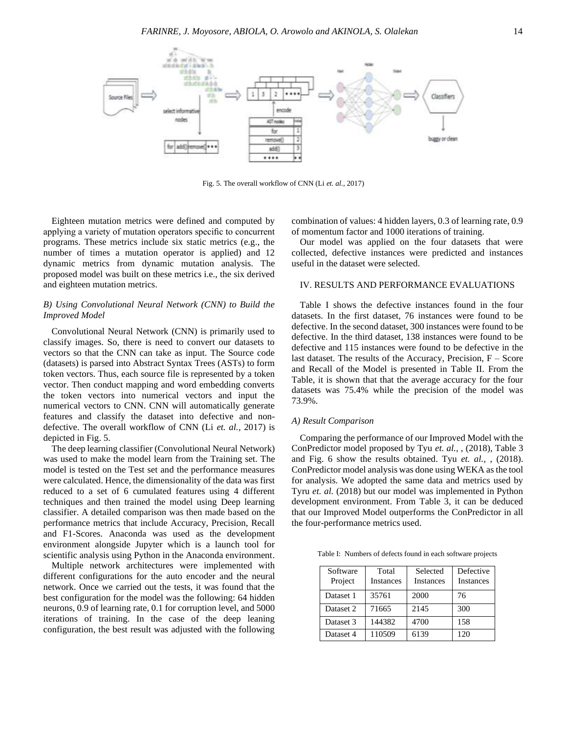Fig. 5. The overall workflow of CNN (Li *et. al.,* 2017)

Eighteen mutation metrics were defined and computed by applying a variety of mutation operators specific to concurrent programs. These metrics include six static metrics (e.g., the number of times a mutation operator is applied) and 12 dynamic metrics from dynamic mutation analysis. The proposed model was built on these metrics i.e., the six derived and eighteen mutation metrics.

### *B) Using Convolutional Neural Network (CNN) to Build the Improved Model*

Convolutional Neural Network (CNN) is primarily used to classify images. So, there is need to convert our datasets to vectors so that the CNN can take as input. The Source code (datasets) is parsed into Abstract Syntax Trees (ASTs) to form token vectors. Thus, each source file is represented by a token vector. Then conduct mapping and word embedding converts the token vectors into numerical vectors and input the numerical vectors to CNN. CNN will automatically generate features and classify the dataset into defective and non-defective. The overall workflow of CNN (Li *et. al.,* 2017) is depicted in Fig. 5.

The deep learning classifier (Convolutional Neural Network) was used to make the model learn from the Training set. The model is tested on the Test set and the performance measures were calculated. Hence, the dimensionality of the data was first reduced to a set of 6 cumulated features using 4 different techniques and then trained the model using Deep learning classifier. A detailed comparison was then made based on the performance metrics that include Accuracy, Precision, Recall and F1-Scores. Anaconda was used as the development environment alongside Jupyter which is a launch tool for scientific analysis using Python in the Anaconda environment.

Multiple network architectures were implemented with different configurations for the auto encoder and the neural network. Once we carried out the tests, it was found that the best configuration for the model was the following: 64 hidden neurons, 0.9 of learning rate, 0.1 for corruption level, and 5000 iterations of training. In the case of the deep leaning configuration, the best result was adjusted with the following combination of values: 4 hidden layers, 0.3 of learning rate, 0.9 of momentum factor and 1000 iterations of training.

Our model was applied on the four datasets that were collected, defective instances were predicted and instances useful in the dataset were selected.

## IV. RESULTS AND PERFORMANCE EVALUATIONS

Table I shows the defective instances found in the four datasets. In the first dataset, 76 instances were found to be defective. In the second dataset, 300 instances were found to be defective. In the third dataset, 138 instances were found to be defective and 115 instances were found to be defective in the last dataset. The results of the Accuracy, Precision, F – Score and Recall of the Model is presented in Table II. From the Table, it is shown that that the average accuracy for the four datasets was 75.4% while the precision of the model was 73.9%.

### *A) Result Comparison*

Comparing the performance of our Improved Model with the ConPredictor model proposed by Tyu *et. al.,* , (2018), Table 3 and Fig. 6 show the results obtained. Tyu *et. al.,* , (2018). ConPredictor model analysis was done using WEKA as the tool for analysis. We adopted the same data and metrics used by Tyru *et. al.* (2018) but our model was implemented in Python development environment. From Table 3, it can be deduced that our Improved Model outperforms the ConPredictor in all the four-performance metrics used.

Table I: Numbers of defects found in each software projects

| Software Project | Total Instances | Selected Instances | Defective Instances |
|---|---|---|---|
| Dataset 1 | 35761 | 2000 | 76 |
| Dataset 2 | 71665 | 2145 | 300 |
| Dataset 3 | 144382 | 4700 | 158 |
| Dataset 4 | 110509 | 6139 | 120 |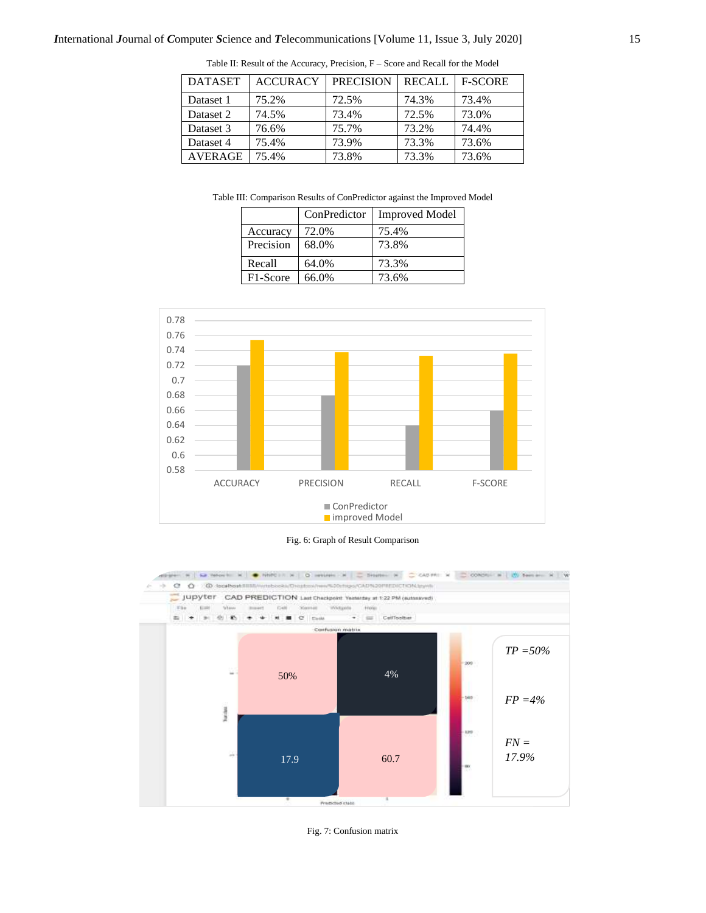Table II: Result of the Accuracy, Precision, F – Score and Recall for the Model

| DATASET | ACCURACY | PRECISION | RECALL | F-SCORE |
|---|---|---|---|---|
| Dataset 1 | 75.2% | 72.5% | 74.3% | 73.4% |
| Dataset 2 | 74.5% | 73.4% | 72.5% | 73.0% |
| Dataset 3 | 76.6% | 75.7% | 73.2% | 74.4% |
| Dataset 4 | 75.4% | 73.9% | 73.3% | 73.6% |
| AVERAGE | 75.4% | 73.8% | 73.3% | 73.6% |

Table III: Comparison Results of ConPredictor against the Improved Model

| | ConPredictor | Improved Model |
|---|---|---|
| Accuracy | 72.0% | 75.4% |
| Precision | 68.0% | 73.8% |
| Recall | 64.0% | 73.3% |
| F1-Score | 66.0% | 73.6% |

Fig. 6: Graph of Result Comparison

Fig. 7: Confusion matrix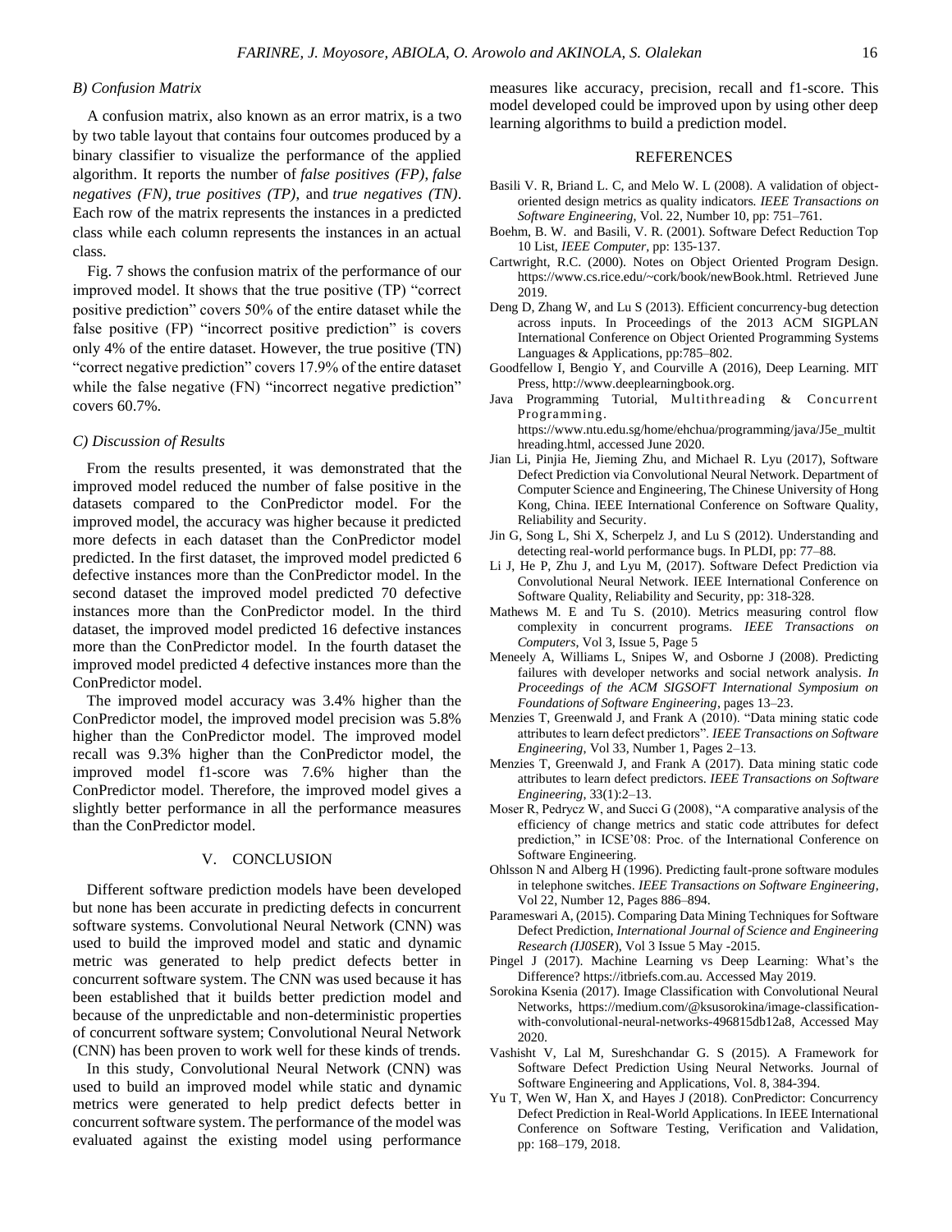### B) Confusion Matrix

A confusion matrix, also known as an error matrix, is a two by two table layout that contains four outcomes produced by a binary classifier to visualize the performance of the applied algorithm. It reports the number of *false positives (FP)*, *false negatives (FN)*, *true positives (TP)*, and *true negatives (TN)*. Each row of the matrix represents the instances in a predicted class while each column represents the instances in an actual class.

Fig. 7 shows the confusion matrix of the performance of our improved model. It shows that the true positive (TP) "correct positive prediction" covers 50% of the entire dataset while the false positive (FP) "incorrect positive prediction" is covers only 4% of the entire dataset. However, the true positive (TN) "correct negative prediction" covers 17.9% of the entire dataset while the false negative (FN) "incorrect negative prediction" covers 60.7%.

### C) Discussion of Results

From the results presented, it was demonstrated that the improved model reduced the number of false positive in the datasets compared to the ConPredictor model. For the improved model, the accuracy was higher because it predicted more defects in each dataset than the ConPredictor model predicted. In the first dataset, the improved model predicted 6 defective instances more than the ConPredictor model. In the second dataset the improved model predicted 70 defective instances more than the ConPredictor model. In the third dataset, the improved model predicted 16 defective instances more than the ConPredictor model. In the fourth dataset the improved model predicted 4 defective instances more than the ConPredictor model.

The improved model accuracy was 3.4% higher than the ConPredictor model, the improved model precision was 5.8% higher than the ConPredictor model. The improved model recall was 9.3% higher than the ConPredictor model, the improved model f1-score was 7.6% higher than the ConPredictor model. Therefore, the improved model gives a slightly better performance in all the performance measures than the ConPredictor model.

## V. CONCLUSION

Different software prediction models have been developed but none has been accurate in predicting defects in concurrent software systems. Convolutional Neural Network (CNN) was used to build the improved model and static and dynamic metric was generated to help predict defects better in concurrent software system. The CNN was used because it has been established that it builds better prediction model and because of the unpredictable and non-deterministic properties of concurrent software system; Convolutional Neural Network (CNN) has been proven to work well for these kinds of trends.

In this study, Convolutional Neural Network (CNN) was used to build an improved model while static and dynamic metrics were generated to help predict defects better in concurrent software system. The performance of the model was evaluated against the existing model using performance measures like accuracy, precision, recall and f1-score. This model developed could be improved upon by using other deep learning algorithms to build a prediction model.

## REFERENCES

Basili V. R, Briand L. C, and Melo W. L (2008). A validation of object-oriented design metrics as quality indicators. *IEEE Transactions on Software Engineering*, Vol. 22, Number 10, pp: 751–761.

Boehm, B. W. and Basili, V. R. (2001). Software Defect Reduction Top 10 List, *IEEE Computer*, pp: 135-137.

Cartwright, R.C. (2000). Notes on Object Oriented Program Design. https://www.cs.rice.edu/~cork/book/newBook.html. Retrieved June 2019.

Deng D, Zhang W, and Lu S (2013). Efficient concurrency-bug detection across inputs. In Proceedings of the 2013 ACM SIGPLAN International Conference on Object Oriented Programming Systems Languages & Applications, pp:785–802.

Goodfellow I, Bengio Y, and Courville A (2016), Deep Learning. MIT Press, http://www.deeplearningbook.org.

Java Programming Tutorial, Multithreading & Concurrent Programming. https://www.ntu.edu.sg/home/ehchua/programming/java/J5e_multithreading.html, accessed June 2020.

Jian Li, Pinjia He, Jieming Zhu, and Michael R. Lyu (2017), Software Defect Prediction via Convolutional Neural Network. Department of Computer Science and Engineering, The Chinese University of Hong Kong, China. IEEE International Conference on Software Quality, Reliability and Security.

Jin G, Song L, Shi X, Scherpelz J, and Lu S (2012). Understanding and detecting real-world performance bugs. In PLDI, pp: 77–88.

Li J, He P, Zhu J, and Lyu M, (2017). Software Defect Prediction via Convolutional Neural Network. IEEE International Conference on Software Quality, Reliability and Security, pp: 318-328.

Mathews M. E and Tu S. (2010). Metrics measuring control flow complexity in concurrent programs. *IEEE Transactions on Computers*, Vol 3, Issue 5, Page 5

Meneely A, Williams L, Snipes W, and Osborne J (2008). Predicting failures with developer networks and social network analysis. *In Proceedings of the ACM SIGSOFT International Symposium on Foundations of Software Engineering*, pages 13–23.

Menzies T, Greenwald J, and Frank A (2010). "Data mining static code attributes to learn defect predictors". *IEEE Transactions on Software Engineering*, Vol 33, Number 1, Pages 2–13.

Menzies T, Greenwald J, and Frank A (2017). Data mining static code attributes to learn defect predictors. *IEEE Transactions on Software Engineering*, 33(1):2–13.

Moser R, Pedrycz W, and Succi G (2008), "A comparative analysis of the efficiency of change metrics and static code attributes for defect prediction," in ICSE'08: Proc. of the International Conference on Software Engineering.

Ohlsson N and Alberg H (1996). Predicting fault-prone software modules in telephone switches. *IEEE Transactions on Software Engineering*, Vol 22, Number 12, Pages 886–894.

Parameswari A, (2015). Comparing Data Mining Techniques for Software Defect Prediction, *International Journal of Science and Engineering Research (IJ0SER*), Vol 3 Issue 5 May -2015.

Pingel J (2017). Machine Learning vs Deep Learning: What's the Difference? https://itbriefs.com.au. Accessed May 2019.

Sorokina Ksenia (2017). Image Classification with Convolutional Neural Networks, https://medium.com/@ksusorokina/image-classification-with-convolutional-neural-networks-496815db12a8, Accessed May 2020.

Vashisht V, Lal M, Sureshchandar G. S (2015). A Framework for Software Defect Prediction Using Neural Networks. Journal of Software Engineering and Applications, Vol. 8, 384-394.

Yu T, Wen W, Han X, and Hayes J (2018). ConPredictor: Concurrency Defect Prediction in Real-World Applications. In IEEE International Conference on Software Testing, Verification and Validation, pp: 168–179, 2018.